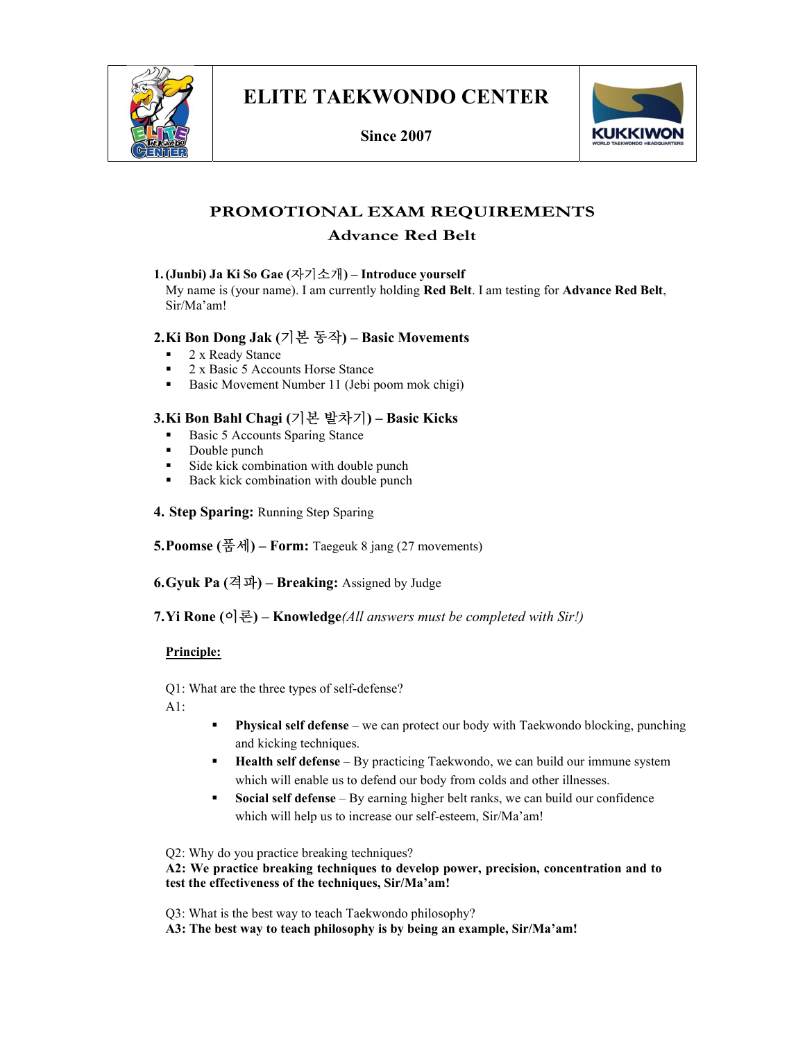# ELITE TAEKWONDO CENTER

**Since 2007**

KUKKIWON
WORLD TAEKWONDO HEADQUARTERS

## PROMOTIONAL EXAM REQUIREMENTS

### Advance Red Belt

**1. (Junbi) Ja Ki So Gae (자기소개) – Introduce yourself**

My name is (your name). I am currently holding **Red Belt**. I am testing for **Advance Red Belt**, Sir/Ma'am!

**2. Ki Bon Dong Jak (기본 동작) – Basic Movements**

- 2 x Ready Stance
- 2 x Basic 5 Accounts Horse Stance
- Basic Movement Number 11 (Jebi poom mok chigi)

**3. Ki Bon Bahl Chagi (기본 발차기) – Basic Kicks**

- Basic 5 Accounts Sparing Stance
- Double punch
- Side kick combination with double punch
- Back kick combination with double punch

**4. Step Sparing:** Running Step Sparing

**5. Poomse (품세) – Form:** Taegeuk 8 jang (27 movements)

**6. Gyuk Pa (격파) – Breaking:** Assigned by Judge

**7. Yi Rone (이론) – Knowledge***(All answers must be completed with Sir!)*

**Principle:**

Q1: What are the three types of self-defense?

A1:

- **Physical self defense** – we can protect our body with Taekwondo blocking, punching and kicking techniques.
- **Health self defense** – By practicing Taekwondo, we can build our immune system which will enable us to defend our body from colds and other illnesses.
- **Social self defense** – By earning higher belt ranks, we can build our confidence which will help us to increase our self-esteem, Sir/Ma'am!

Q2: Why do you practice breaking techniques?

**A2: We practice breaking techniques to develop power, precision, concentration and to test the effectiveness of the techniques, Sir/Ma'am!**

Q3: What is the best way to teach Taekwondo philosophy?

**A3: The best way to teach philosophy is by being an example, Sir/Ma'am!**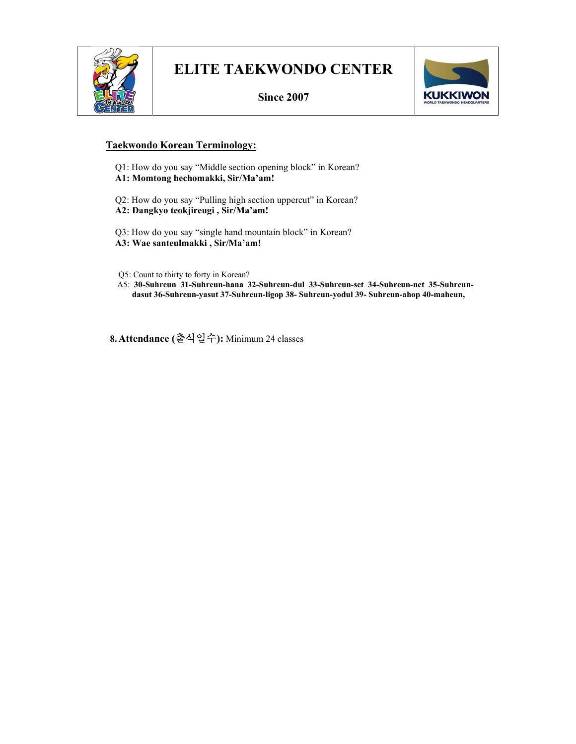# ELITE TAEKWONDO CENTER

**Since 2007**

**<u>Taekwondo Korean Terminology:</u>**

Q1: How do you say "Middle section opening block" in Korean?
**A1: Momtong hechomakki, Sir/Ma'am!**

Q2: How do you say "Pulling high section uppercut" in Korean?
**A2: Dangkyo teokjireugi , Sir/Ma'am!**

Q3: How do you say "single hand mountain block" in Korean?
**A3: Wae santeulmakki , Sir/Ma'am!**

Q5: Count to thirty to forty in Korean?
A5: **30-Suhreun 31-Suhreun-hana 32-Suhreun-dul 33-Suhreun-set 34-Suhreun-net 35-Suhreun-dasut 36-Suhreun-yasut 37-Suhreun-ligop 38- Suhreun-yodul 39- Suhreun-ahop 40-maheun,**

**8. Attendance (출석일수):** Minimum 24 classes